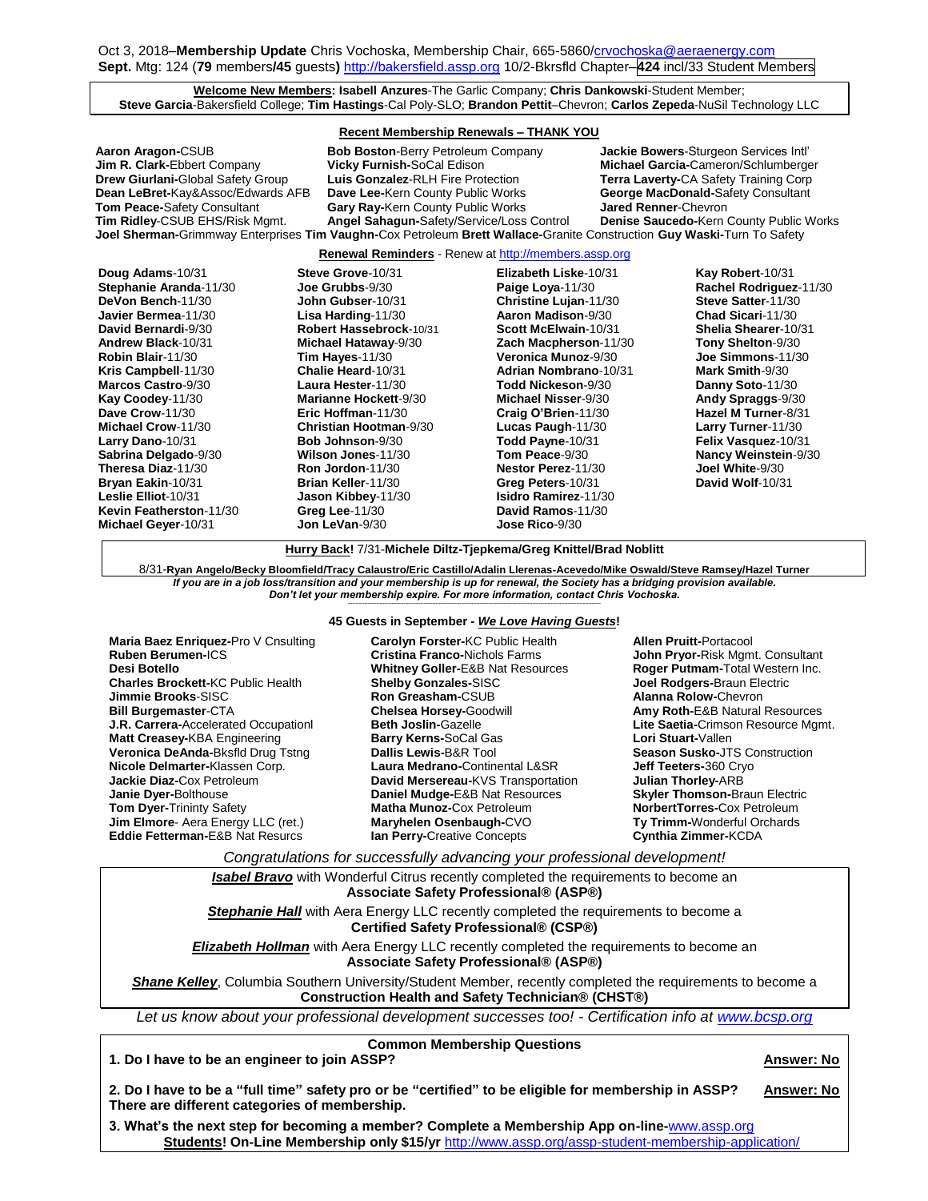Oct 3, 2018–**Membership Update** Chris Vochoska, Membership Chair, 665-5860/crvochoska@aeraenergy.com
**Sept.** Mtg: 124 (**79** members**/45** guests**)** http://bakersfield.assp.org 10/2-Bkrsfld Chapter–**424** incl/33 Student Members

**Welcome New Members:** **Isabell Anzures**-The Garlic Company; **Chris Dankowski**-Student Member; **Steve Garcia**-Bakersfield College; **Tim Hastings**-Cal Poly-SLO; **Brandon Pettit**–Chevron; **Carlos Zepeda**-NuSil Technology LLC

**Recent Membership Renewals – THANK YOU**

**Aaron Aragon-**CSUB
**Bob Boston**-Berry Petroleum Company
**Jackie Bowers**-Sturgeon Services Intl'
**Jim R. Clark-**Ebbert Company
**Vicky Furnish-**SoCal Edison
**Michael Garcia-**Cameron/Schlumberger
**Drew Giurlani-**Global Safety Group
**Luis Gonzalez**-RLH Fire Protection
**Terra Laverty-**CA Safety Training Corp
**Dean LeBret-**Kay&Assoc/Edwards AFB
**Dave Lee-**Kern County Public Works
**George MacDonald-**Safety Consultant
**Tom Peace-**Safety Consultant
**Gary Ray-**Kern County Public Works
**Jared Renner**-Chevron
**Tim Ridley**-CSUB EHS/Risk Mgmt.
**Angel Sahagun-**Safety/Service/Loss Control
**Denise Saucedo-**Kern County Public Works
**Joel Sherman-**Grimmway Enterprises **Tim Vaughn-**Cox Petroleum **Brett Wallace-**Granite Construction **Guy Waski-**Turn To Safety

**Renewal Reminders** - Renew at http://members.assp.org

**Doug Adams**-10/31
**Stephanie Aranda**-11/30
**DeVon Bench**-11/30
**Javier Bermea**-11/30
**David Bernardi**-9/30
**Andrew Black**-10/31
**Robin Blair**-11/30
**Kris Campbell**-11/30
**Marcos Castro**-9/30
**Kay Coodey**-11/30
**Dave Crow**-11/30
**Michael Crow**-11/30
**Larry Dano**-10/31
**Sabrina Delgado**-9/30
**Theresa Diaz**-11/30
**Bryan Eakin**-10/31
**Leslie Elliot**-10/31
**Kevin Featherston**-11/30
**Michael Geyer**-10/31
**Steve Grove**-10/31
**Joe Grubbs**-9/30
**John Gubser**-10/31
**Lisa Harding**-11/30
**Robert Hassebrock**-10/31
**Michael Hataway**-9/30
**Tim Hayes**-11/30
**Chalie Heard**-10/31
**Laura Hester**-11/30
**Marianne Hockett**-9/30
**Eric Hoffman**-11/30
**Christian Hootman**-9/30
**Bob Johnson**-9/30
**Wilson Jones**-11/30
**Ron Jordon**-11/30
**Brian Keller**-11/30
**Jason Kibbey**-11/30
**Greg Lee**-11/30
**Jon LeVan**-9/30
**Elizabeth Liske**-10/31
**Paige Loya**-11/30
**Christine Lujan**-11/30
**Aaron Madison**-9/30
**Scott McElwain**-10/31
**Zach Macpherson**-11/30
**Veronica Munoz**-9/30
**Adrian Nombrano**-10/31
**Todd Nickeson**-9/30
**Michael Nisser**-9/30
**Craig O'Brien**-11/30
**Lucas Paugh**-11/30
**Todd Payne**-10/31
**Tom Peace**-9/30
**Nestor Perez**-11/30
**Greg Peters**-10/31
**Isidro Ramirez**-11/30
**David Ramos**-11/30
**Jose Rico**-9/30
**Kay Robert**-10/31
**Rachel Rodriguez**-11/30
**Steve Satter**-11/30
**Chad Sicari**-11/30
**Shelia Shearer**-10/31
**Tony Shelton**-9/30
**Joe Simmons**-11/30
**Mark Smith**-9/30
**Danny Soto**-11/30
**Andy Spraggs**-9/30
**Hazel M Turner**-8/31
**Larry Turner**-11/30
**Felix Vasquez**-10/31
**Nancy Weinstein**-9/30
**Joel White**-9/30
**David Wolf**-10/31

**Hurry Back!** 7/31-**Michele Diltz-Tjepkema/Greg Knittel/Brad Noblitt**

8/31-**Ryan Angelo/Becky Bloomfield/Tracy Calaustro/Eric Castillo/Adalin Llerenas-Acevedo/Mike Oswald/Steve Ramsey/Hazel Turner**

***If you are in a job loss/transition and your membership is up for renewal, the Society has a bridging provision available. Don't let your membership expire. For more information, contact Chris Vochoska.***

**45 Guests in September -** ***We Love Having Guests*!**

**Maria Baez Enriquez-**Pro V Cnsulting
**Ruben Berumen-**ICS
**Desi Botello**
**Charles Brockett-**KC Public Health
**Jimmie Brooks**-SISC
**Bill Burgemaster**-CTA
**J.R. Carrera-**Accelerated Occupationl
**Matt Creasey-**KBA Engineering
**Veronica DeAnda-**Bksfld Drug Tstng
**Nicole Delmarter-**Klassen Corp.
**Jackie Diaz-**Cox Petroleum
**Janie Dyer-**Bolthouse
**Tom Dyer-**Trininty Safety
**Jim Elmore**- Aera Energy LLC (ret.)
**Eddie Fetterman-**E&B Nat Resurcs
**Carolyn Forster-**KC Public Health
**Cristina Franco-**Nichols Farms
**Whitney Goller-**E&B Nat Resources
**Shelby Gonzales-**SISC
**Ron Greasham-**CSUB
**Chelsea Horsey-**Goodwill
**Beth Joslin-**Gazelle
**Barry Kerns-**SoCal Gas
**Dallis Lewis-**B&R Tool
**Laura Medrano-**Continental L&SR
**David Mersereau-**KVS Transportation
**Daniel Mudge-**E&B Nat Resources
**Matha Munoz-**Cox Petroleum
**Maryhelen Osenbaugh-**CVO
**Ian Perry-**Creative Concepts
**Allen Pruitt-**Portacool
**John Pryor-**Risk Mgmt. Consultant
**Roger Putmam-**Total Western Inc.
**Joel Rodgers-**Braun Electric
**Alanna Rolow-**Chevron
**Amy Roth-**E&B Natural Resources
**Lite Saetia-**Crimson Resource Mgmt.
**Lori Stuart-**Vallen
**Season Susko-**JTS Construction
**Jeff Teeters-**360 Cryo
**Julian Thorley-**ARB
**Skyler Thomson-**Braun Electric
**NorbertTorres-**Cox Petroleum
**Ty Trimm-**Wonderful Orchards
**Cynthia Zimmer-**KCDA

*Congratulations for successfully advancing your professional development!*

***Isabel Bravo*** with Wonderful Citrus recently completed the requirements to become an **Associate Safety Professional® (ASP®)**

***Stephanie Hall*** with Aera Energy LLC recently completed the requirements to become a **Certified Safety Professional® (CSP®)**

***Elizabeth Hollman*** with Aera Energy LLC recently completed the requirements to become an **Associate Safety Professional® (ASP®)**

***Shane Kelley***, Columbia Southern University/Student Member, recently completed the requirements to become a **Construction Health and Safety Technician® (CHST®)**

*Let us know about your professional development successes too! - Certification info at www.bcsp.org*

**Common Membership Questions**

**1. Do I have to be an engineer to join ASSP?** **Answer: No**

**2. Do I have to be a "full time" safety pro or be "certified" to be eligible for membership in ASSP? There are different categories of membership.** **Answer: No**

**3. What's the next step for becoming a member? Complete a Membership App on-line-**www.assp.org
**Students! On-Line Membership only $15/yr** http://www.assp.org/assp-student-membership-application/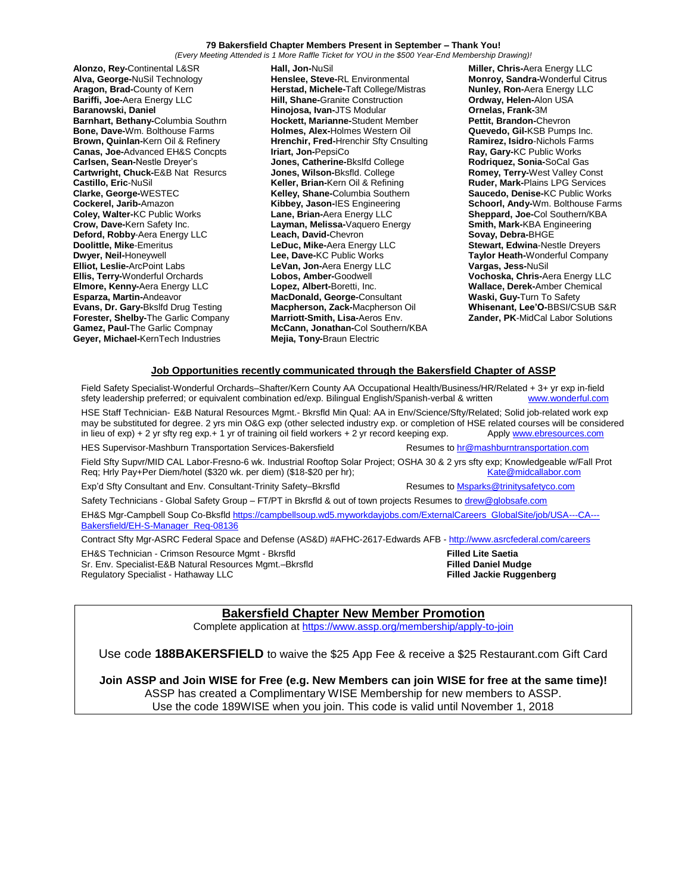**79 Bakersfield Chapter Members Present in September – Thank You!**

*(Every Meeting Attended is 1 More Raffle Ticket for YOU in the $500 Year-End Membership Drawing)!*

**Alonzo, Rey-**Continental L&SR
**Alva, George-**NuSil Technology
**Aragon, Brad-**County of Kern
**Bariffi, Joe-**Aera Energy LLC
**Baranowski, Daniel**
**Barnhart, Bethany-**Columbia Southrn
**Bone, Dave-**Wm. Bolthouse Farms
**Brown, Quinlan-**Kern Oil & Refinery
**Canas, Joe-**Advanced EH&S Concpts
**Carlsen, Sean-**Nestle Dreyer's
**Cartwright, Chuck-**E&B Nat Resurcs
**Castillo, Eric**-NuSil
**Clarke, George-**WESTEC
**Cockerel, Jarib-**Amazon
**Coley, Walter-**KC Public Works
**Crow, Dave-**Kern Safety Inc.
**Deford, Robby**-Aera Energy LLC
**Doolittle, Mike**-Emeritus
**Dwyer, Neil-**Honeywell
**Elliot, Leslie-**ArcPoint Labs
**Ellis, Terry-**Wonderful Orchards
**Elmore, Kenny-**Aera Energy LLC
**Esparza, Martin-**Andeavor
**Evans, Dr. Gary-**Bkslfd Drug Testing
**Forester, Shelby-**The Garlic Company
**Gamez, Paul-**The Garlic Compnay
**Geyer, Michael-**KernTech Industries
**Hall, Jon-**NuSil
**Henslee, Steve-**RL Environmental
**Herstad, Michele-**Taft College/Mistras
**Hill, Shane-**Granite Construction
**Hinojosa, Ivan-**JTS Modular
**Hockett, Marianne-**Student Member
**Holmes, Alex-**Holmes Western Oil
**Hrenchir, Fred-**Hrenchir Sfty Cnsulting
**Iriart, Jon-**PepsiCo
**Jones, Catherine-**Bkslfd College
**Jones, Wilson-**Bksfld. College
**Keller, Brian-**Kern Oil & Refining
**Kelley, Shane-**Columbia Southern
**Kibbey, Jason-**IES Engineering
**Lane, Brian-**Aera Energy LLC
**Layman, Melissa-**Vaquero Energy
**Leach, David-**Chevron
**LeDuc, Mike-**Aera Energy LLC
**Lee, Dave-**KC Public Works
**LeVan, Jon-**Aera Energy LLC
**Lobos, Amber-**Goodwell
**Lopez, Albert-**Boretti, Inc.
**MacDonald, George-**Consultant
**Macpherson, Zack-**Macpherson Oil
**Marriott-Smith, Lisa-**Aeros Env.
**McCann, Jonathan-**Col Southern/KBA
**Mejia, Tony-**Braun Electric
**Miller, Chris-**Aera Energy LLC
**Monroy, Sandra-**Wonderful Citrus
**Nunley, Ron-**Aera Energy LLC
**Ordway, Helen-**Alon USA
**Ornelas, Frank-**3M
**Pettit, Brandon-**Chevron
**Quevedo, Gil-**KSB Pumps Inc.
**Ramirez, Isidro**-Nichols Farms
**Ray, Gary-**KC Public Works
**Rodriquez, Sonia-**SoCal Gas
**Romey, Terry-**West Valley Const
**Ruder, Mark-**Plains LPG Services
**Saucedo, Denise-**KC Public Works
**Schoorl, Andy-**Wm. Bolthouse Farms
**Sheppard, Joe-**Col Southern/KBA
**Smith, Mark-**KBA Engineering
**Sovay, Debra-**BHGE
**Stewart, Edwina**-Nestle Dreyers
**Taylor Heath-**Wonderful Company
**Vargas, Jess-**NuSil
**Vochoska, Chris-**Aera Energy LLC
**Wallace, Derek-**Amber Chemical
**Waski, Guy-**Turn To Safety
**Whisenant, Lee'O-**BBSI/CSUB S&R
**Zander, PK**-MidCal Labor Solutions

## Job Opportunities recently communicated through the Bakersfield Chapter of ASSP

Field Safety Specialist-Wonderful Orchards–Shafter/Kern County AA Occupational Health/Business/HR/Related + 3+ yr exp in-field sfety leadership preferred; or equivalent combination ed/exp. Bilingual English/Spanish-verbal & written www.wonderful.com

HSE Staff Technician- E&B Natural Resources Mgmt.- Bkrsfld Min Qual: AA in Env/Science/Sfty/Related; Solid job-related work exp may be substituted for degree. 2 yrs min O&G exp (other selected industry exp. or completion of HSE related courses will be considered in lieu of exp) + 2 yr sfty reg exp.+ 1 yr of training oil field workers + 2 yr record keeping exp. Apply www.ebresources.com

HES Supervisor-Mashburn Transportation Services-Bakersfield Resumes to hr@mashburntransportation.com

Field Sfty Supvr/MID CAL Labor-Fresno-6 wk. Industrial Rooftop Solar Project; OSHA 30 & 2 yrs sfty exp; Knowledgeable w/Fall Prot Req; Hrly Pay+Per Diem/hotel ($320 wk. per diem) ($18-$20 per hr); Kate@midcallabor.com

Exp'd Sfty Consultant and Env. Consultant-Trinity Safety–Bkrsfld Resumes to Msparks@trinitysafetyco.com

Safety Technicians - Global Safety Group – FT/PT in Bkrsfld & out of town projects Resumes to drew@globsafe.com

EH&S Mgr-Campbell Soup Co-Bksfld https://campbellsoup.wd5.myworkdayjobs.com/ExternalCareers_GlobalSite/job/USA---CA---Bakersfield/EH-S-Manager_Req-08136

Contract Sfty Mgr-ASRC Federal Space and Defense (AS&D) #AFHC-2617-Edwards AFB - http://www.asrcfederal.com/careers

EH&S Technician - Crimson Resource Mgmt - Bkrsfld **Filled Lite Saetia**
Sr. Env. Specialist-E&B Natural Resources Mgmt.–Bkrsfld **Filled Daniel Mudge**
Regulatory Specialist - Hathaway LLC **Filled Jackie Ruggenberg**

## Bakersfield Chapter New Member Promotion

Complete application at https://www.assp.org/membership/apply-to-join

Use code **188BAKERSFIELD** to waive the $25 App Fee & receive a $25 Restaurant.com Gift Card

**Join ASSP and Join WISE for Free (e.g. New Members can join WISE for free at the same time)!**
ASSP has created a Complimentary WISE Membership for new members to ASSP.
Use the code 189WISE when you join. This code is valid until November 1, 2018